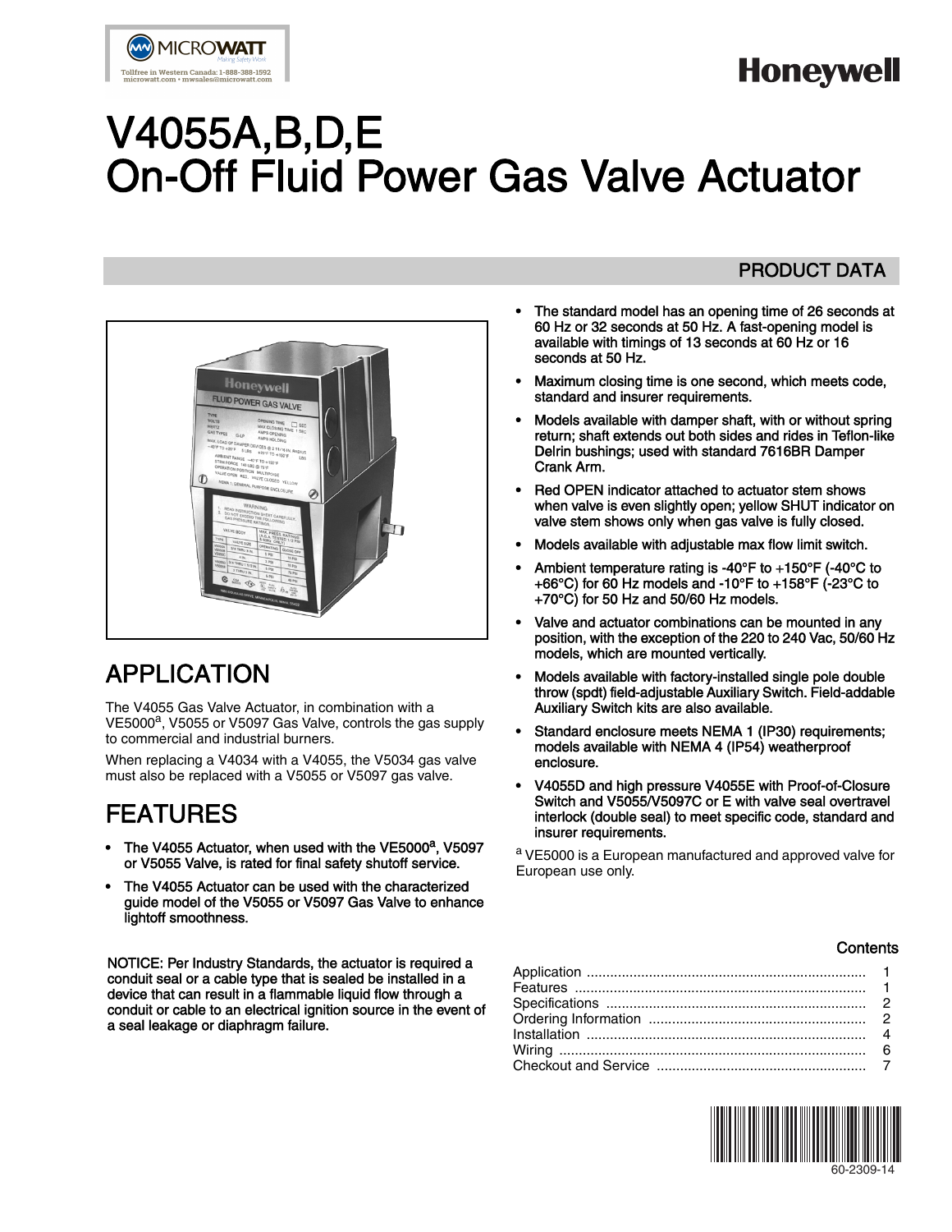Honeywell

# V4055A,B,D,E On-Off Fluid Power Gas Valve Actuator

PRODUCT DATA

## APPLICATION

The V4055 Gas Valve Actuator, in combination with a VE5000[a], V5055 or V5097 Gas Valve, controls the gas supply to commercial and industrial burners.

When replacing a V4034 with a V4055, the V5034 gas valve must also be replaced with a V5055 or V5097 gas valve.

## FEATURES

- The V4055 Actuator, when used with the VE5000[a], V5097 or V5055 Valve, is rated for final safety shutoff service.
- The V4055 Actuator can be used with the characterized guide model of the V5055 or V5097 Gas Valve to enhance lightoff smoothness.
- The standard model has an opening time of 26 seconds at 60 Hz or 32 seconds at 50 Hz. A fast-opening model is available with timings of 13 seconds at 60 Hz or 16 seconds at 50 Hz.
- Maximum closing time is one second, which meets code, standard and insurer requirements.
- Models available with damper shaft, with or without spring return; shaft extends out both sides and rides in Teflon-like Delrin bushings; used with standard 7616BR Damper Crank Arm.
- Red OPEN indicator attached to actuator stem shows when valve is even slightly open; yellow SHUT indicator on valve stem shows only when gas valve is fully closed.
- Models available with adjustable max flow limit switch.
- Ambient temperature rating is -40°F to +150°F (-40°C to +66°C) for 60 Hz models and -10°F to +158°F (-23°C to +70°C) for 50 Hz and 50/60 Hz models.
- Valve and actuator combinations can be mounted in any position, with the exception of the 220 to 240 Vac, 50/60 Hz models, which are mounted vertically.
- Models available with factory-installed single pole double throw (spdt) field-adjustable Auxiliary Switch. Field-addable Auxiliary Switch kits are also available.
- Standard enclosure meets NEMA 1 (IP30) requirements; models available with NEMA 4 (IP54) weatherproof enclosure.
- V4055D and high pressure V4055E with Proof-of-Closure Switch and V5055/V5097C or E with valve seal overtravel interlock (double seal) to meet specific code, standard and insurer requirements.

[a] VE5000 is a European manufactured and approved valve for European use only.

**NOTICE: Per Industry Standards, the actuator is required a conduit seal or a cable type that is sealed be installed in a device that can result in a flammable liquid flow through a conduit or cable to an electrical ignition source in the event of a seal leakage or diaphragm failure.**

### Contents

| | |
|---|---|
| Application | 1 |
| Features | 1 |
| Specifications | 2 |
| Ordering Information | 2 |
| Installation | 4 |
| Wiring | 6 |
| Checkout and Service | 7 |

60-2309-14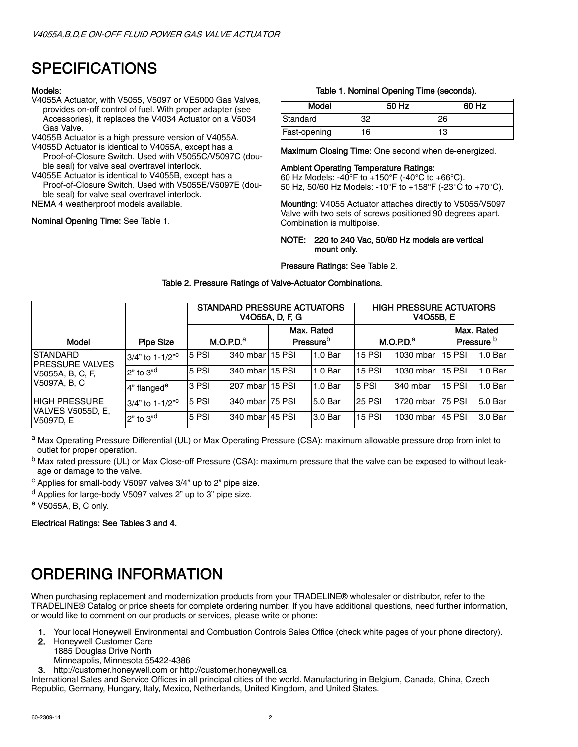# SPECIFICATIONS

**Models:**

V4055A Actuator, with V5055, V5097 or VE5000 Gas Valves, provides on-off control of fuel. With proper adapter (see Accessories), it replaces the V4034 Actuator on a V5034 Gas Valve.

V4055B Actuator is a high pressure version of V4055A.

V4055D Actuator is identical to V4055A, except has a Proof-of-Closure Switch. Used with V5055C/V5097C (double seal) for valve seal overtravel interlock.

V4055E Actuator is identical to V4055B, except has a Proof-of-Closure Switch. Used with V5055E/V5097E (double seal) for valve seal overtravel interlock.

NEMA 4 weatherproof models available.

**Nominal Opening Time:** See Table 1.

**Table 1. Nominal Opening Time (seconds).**

| Model | 50 Hz | 60 Hz |
|---|---|---|
| Standard | 32 | 26 |
| Fast-opening | 16 | 13 |

**Maximum Closing Time:** One second when de-energized.

**Ambient Operating Temperature Ratings:**
60 Hz Models: -40°F to +150°F (-40°C to +66°C).
50 Hz, 50/60 Hz Models: -10°F to +158°F (-23°C to +70°C).

**Mounting:** V4055 Actuator attaches directly to V5055/V5097 Valve with two sets of screws positioned 90 degrees apart. Combination is multipoise.

**NOTE: 220 to 240 Vac, 50/60 Hz models are vertical mount only.**

**Pressure Ratings:** See Table 2.

**Table 2. Pressure Ratings of Valve-Actuator Combinations.**

| Model | Pipe Size | STANDARD PRESSURE ACTUATORS V4O55A, D, F, G | | | | HIGH PRESSURE ACTUATORS V4O55B, E | | | |
|---|---|---|---|---|---|---|---|---|---|
| | | M.O.P.D.[a] | | Max. Rated Pressure[b] | | M.O.P.D.[a] | | Max. Rated Pressure[b] | |
| STANDARD PRESSURE VALVES V5055A, B, C, F, V5097A, B, C | 3/4" to 1-1/2"[c] | 5 PSI | 340 mbar | 15 PSI | 1.0 Bar | 15 PSI | 1030 mbar | 15 PSI | 1.0 Bar |
| | 2" to 3"[d] | 5 PSI | 340 mbar | 15 PSI | 1.0 Bar | 15 PSI | 1030 mbar | 15 PSI | 1.0 Bar |
| | 4" flanged[e] | 3 PSI | 207 mbar | 15 PSI | 1.0 Bar | 5 PSI | 340 mbar | 15 PSI | 1.0 Bar |
| HIGH PRESSURE VALVES V5055D, E, V5097D, E | 3/4" to 1-1/2"[c] | 5 PSI | 340 mbar | 75 PSI | 5.0 Bar | 25 PSI | 1720 mbar | 75 PSI | 5.0 Bar |
| | 2" to 3"[d] | 5 PSI | 340 mbar | 45 PSI | 3.0 Bar | 15 PSI | 1030 mbar | 45 PSI | 3.0 Bar |

[a] Max Operating Pressure Differential (UL) or Max Operating Pressure (CSA): maximum allowable pressure drop from inlet to outlet for proper operation.

[b] Max rated pressure (UL) or Max Close-off Pressure (CSA): maximum pressure that the valve can be exposed to without leakage or damage to the valve.

[c] Applies for small-body V5097 valves 3/4" up to 2" pipe size.

[d] Applies for large-body V5097 valves 2" up to 3" pipe size.

[e] V5055A, B, C only.

**Electrical Ratings: See Tables 3 and 4.**

# ORDERING INFORMATION

When purchasing replacement and modernization products from your TRADELINE® wholesaler or distributor, refer to the TRADELINE® Catalog or price sheets for complete ordering number. If you have additional questions, need further information, or would like to comment on our products or services, please write or phone:

1. Your local Honeywell Environmental and Combustion Controls Sales Office (check white pages of your phone directory).
2. Honeywell Customer Care
   1885 Douglas Drive North
   Minneapolis, Minnesota 55422-4386
3. http://customer.honeywell.com or http://customer.honeywell.ca

International Sales and Service Offices in all principal cities of the world. Manufacturing in Belgium, Canada, China, Czech Republic, Germany, Hungary, Italy, Mexico, Netherlands, United Kingdom, and United States.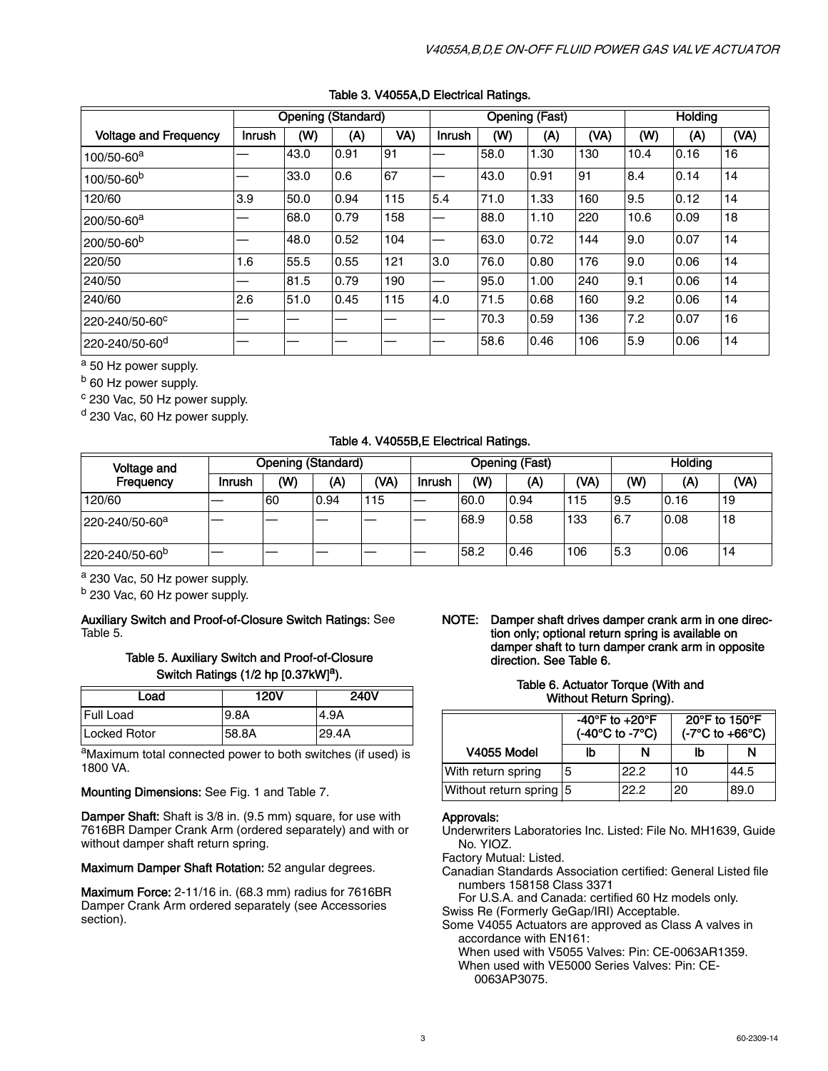Table 3. V4055A,D Electrical Ratings.

| Voltage and Frequency | Opening (Standard) | | | | Opening (Fast) | | | | Holding | | |
|---|---|---|---|---|---|---|---|---|---|---|---|
| | Inrush | (W) | (A) | VA) | Inrush | (W) | (A) | (VA) | (W) | (A) | (VA) |
| 100/50-60[a] | — | 43.0 | 0.91 | 91 | — | 58.0 | 1.30 | 130 | 10.4 | 0.16 | 16 |
| 100/50-60[b] | — | 33.0 | 0.6 | 67 | — | 43.0 | 0.91 | 91 | 8.4 | 0.14 | 14 |
| 120/60 | 3.9 | 50.0 | 0.94 | 115 | 5.4 | 71.0 | 1.33 | 160 | 9.5 | 0.12 | 14 |
| 200/50-60[a] | — | 68.0 | 0.79 | 158 | — | 88.0 | 1.10 | 220 | 10.6 | 0.09 | 18 |
| 200/50-60[b] | — | 48.0 | 0.52 | 104 | — | 63.0 | 0.72 | 144 | 9.0 | 0.07 | 14 |
| 220/50 | 1.6 | 55.5 | 0.55 | 121 | 3.0 | 76.0 | 0.80 | 176 | 9.0 | 0.06 | 14 |
| 240/50 | — | 81.5 | 0.79 | 190 | — | 95.0 | 1.00 | 240 | 9.1 | 0.06 | 14 |
| 240/60 | 2.6 | 51.0 | 0.45 | 115 | 4.0 | 71.5 | 0.68 | 160 | 9.2 | 0.06 | 14 |
| 220-240/50-60[c] | — | — | — | — | — | 70.3 | 0.59 | 136 | 7.2 | 0.07 | 16 |
| 220-240/50-60[d] | — | — | — | — | — | 58.6 | 0.46 | 106 | 5.9 | 0.06 | 14 |

[a] 50 Hz power supply.

[b] 60 Hz power supply.

[c] 230 Vac, 50 Hz power supply.

[d] 230 Vac, 60 Hz power supply.

Table 4. V4055B,E Electrical Ratings.

| Voltage and Frequency | Opening (Standard) | | | | Opening (Fast) | | | | Holding | | |
|---|---|---|---|---|---|---|---|---|---|---|---|
| | Inrush | (W) | (A) | (VA) | Inrush | (W) | (A) | (VA) | (W) | (A) | (VA) |
| 120/60 | — | 60 | 0.94 | 115 | — | 60.0 | 0.94 | 115 | 9.5 | 0.16 | 19 |
| 220-240/50-60[a] | — | — | — | — | — | 68.9 | 0.58 | 133 | 6.7 | 0.08 | 18 |
| 220-240/50-60[b] | — | — | — | — | — | 58.2 | 0.46 | 106 | 5.3 | 0.06 | 14 |

[a] 230 Vac, 50 Hz power supply.

[b] 230 Vac, 60 Hz power supply.

**Auxiliary Switch and Proof-of-Closure Switch Ratings:** See Table 5.

Table 5. Auxiliary Switch and Proof-of-Closure Switch Ratings (1/2 hp [0.37kW][a]).

| Load | 120V | 240V |
|---|---|---|
| Full Load | 9.8A | 4.9A |
| Locked Rotor | 58.8A | 29.4A |

[a]Maximum total connected power to both switches (if used) is 1800 VA.

**Mounting Dimensions:** See Fig. 1 and Table 7.

**Damper Shaft:** Shaft is 3/8 in. (9.5 mm) square, for use with 7616BR Damper Crank Arm (ordered separately) and with or without damper shaft return spring.

**Maximum Damper Shaft Rotation:** 52 angular degrees.

**Maximum Force:** 2-11/16 in. (68.3 mm) radius for 7616BR Damper Crank Arm ordered separately (see Accessories section).

**NOTE: Damper shaft drives damper crank arm in one direction only; optional return spring is available on damper shaft to turn damper crank arm in opposite direction. See Table 6.**

Table 6. Actuator Torque (With and Without Return Spring).

| V4055 Model | -40°F to +20°F (-40°C to -7°C) | | 20°F to 150°F (-7°C to +66°C) | |
|---|---|---|---|---|
| | lb | N | lb | N |
| With return spring | 5 | 22.2 | 10 | 44.5 |
| Without return spring | 5 | 22.2 | 20 | 89.0 |

**Approvals:**

Underwriters Laboratories Inc. Listed: File No. MH1639, Guide No. YIOZ.

Factory Mutual: Listed.

Canadian Standards Association certified: General Listed file numbers 158158 Class 3371

For U.S.A. and Canada: certified 60 Hz models only.

Swiss Re (Formerly GeGap/IRI) Acceptable.

Some V4055 Actuators are approved as Class A valves in accordance with EN161:

When used with V5055 Valves: Pin: CE-0063AR1359.

When used with VE5000 Series Valves: Pin: CE-0063AP3075.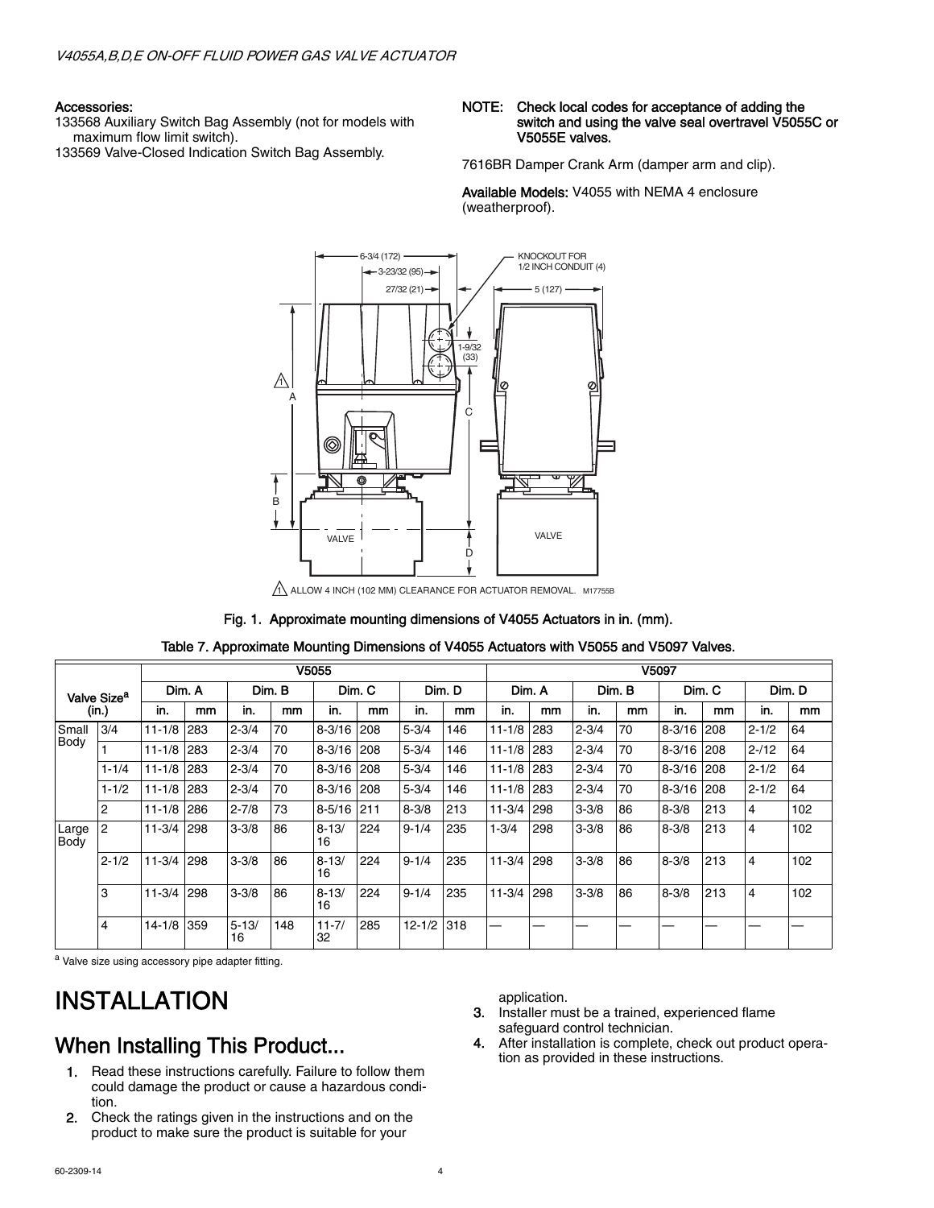**Accessories:**
133568 Auxiliary Switch Bag Assembly (not for models with maximum flow limit switch).
133569 Valve-Closed Indication Switch Bag Assembly.

**NOTE: Check local codes for acceptance of adding the switch and using the valve seal overtravel V5055C or V5055E valves.**

7616BR Damper Crank Arm (damper arm and clip).

**Available Models:** V4055 with NEMA 4 enclosure (weatherproof).

**Fig. 1. Approximate mounting dimensions of V4055 Actuators in in. (mm).**

**Table 7. Approximate Mounting Dimensions of V4055 Actuators with V5055 and V5097 Valves.**

| Valve Size[a] (in.) | | V5055 | | | | | | | | V5097 | | | | | | | |
|---|---|---|---|---|---|---|---|---|---|---|---|---|---|---|---|---|---|
| | | Dim. A | | Dim. B | | Dim. C | | Dim. D | | Dim. A | | Dim. B | | Dim. C | | Dim. D | |
| | | in. | mm | in. | mm | in. | mm | in. | mm | in. | mm | in. | mm | in. | mm | in. | mm |
| Small Body | 3/4 | 11-1/8 | 283 | 2-3/4 | 70 | 8-3/16 | 208 | 5-3/4 | 146 | 11-1/8 | 283 | 2-3/4 | 70 | 8-3/16 | 208 | 2-1/2 | 64 |
| | 1 | 11-1/8 | 283 | 2-3/4 | 70 | 8-3/16 | 208 | 5-3/4 | 146 | 11-1/8 | 283 | 2-3/4 | 70 | 8-3/16 | 208 | 2-/12 | 64 |
| | 1-1/4 | 11-1/8 | 283 | 2-3/4 | 70 | 8-3/16 | 208 | 5-3/4 | 146 | 11-1/8 | 283 | 2-3/4 | 70 | 8-3/16 | 208 | 2-1/2 | 64 |
| | 1-1/2 | 11-1/8 | 283 | 2-3/4 | 70 | 8-3/16 | 208 | 5-3/4 | 146 | 11-1/8 | 283 | 2-3/4 | 70 | 8-3/16 | 208 | 2-1/2 | 64 |
| | 2 | 11-1/8 | 286 | 2-7/8 | 73 | 8-5/16 | 211 | 8-3/8 | 213 | 11-3/4 | 298 | 3-3/8 | 86 | 8-3/8 | 213 | 4 | 102 |
| Large Body | 2 | 11-3/4 | 298 | 3-3/8 | 86 | 8-13/16 | 224 | 9-1/4 | 235 | 1-3/4 | 298 | 3-3/8 | 86 | 8-3/8 | 213 | 4 | 102 |
| | 2-1/2 | 11-3/4 | 298 | 3-3/8 | 86 | 8-13/16 | 224 | 9-1/4 | 235 | 11-3/4 | 298 | 3-3/8 | 86 | 8-3/8 | 213 | 4 | 102 |
| | 3 | 11-3/4 | 298 | 3-3/8 | 86 | 8-13/16 | 224 | 9-1/4 | 235 | 11-3/4 | 298 | 3-3/8 | 86 | 8-3/8 | 213 | 4 | 102 |
| | 4 | 14-1/8 | 359 | 5-13/16 | 148 | 11-7/32 | 285 | 12-1/2 | 318 | — | — | — | — | — | — | — | — |

[a] Valve size using accessory pipe adapter fitting.

# INSTALLATION

## When Installing This Product...

1. Read these instructions carefully. Failure to follow them could damage the product or cause a hazardous condition.
2. Check the ratings given in the instructions and on the product to make sure the product is suitable for your application.
3. Installer must be a trained, experienced flame safeguard control technician.
4. After installation is complete, check out product operation as provided in these instructions.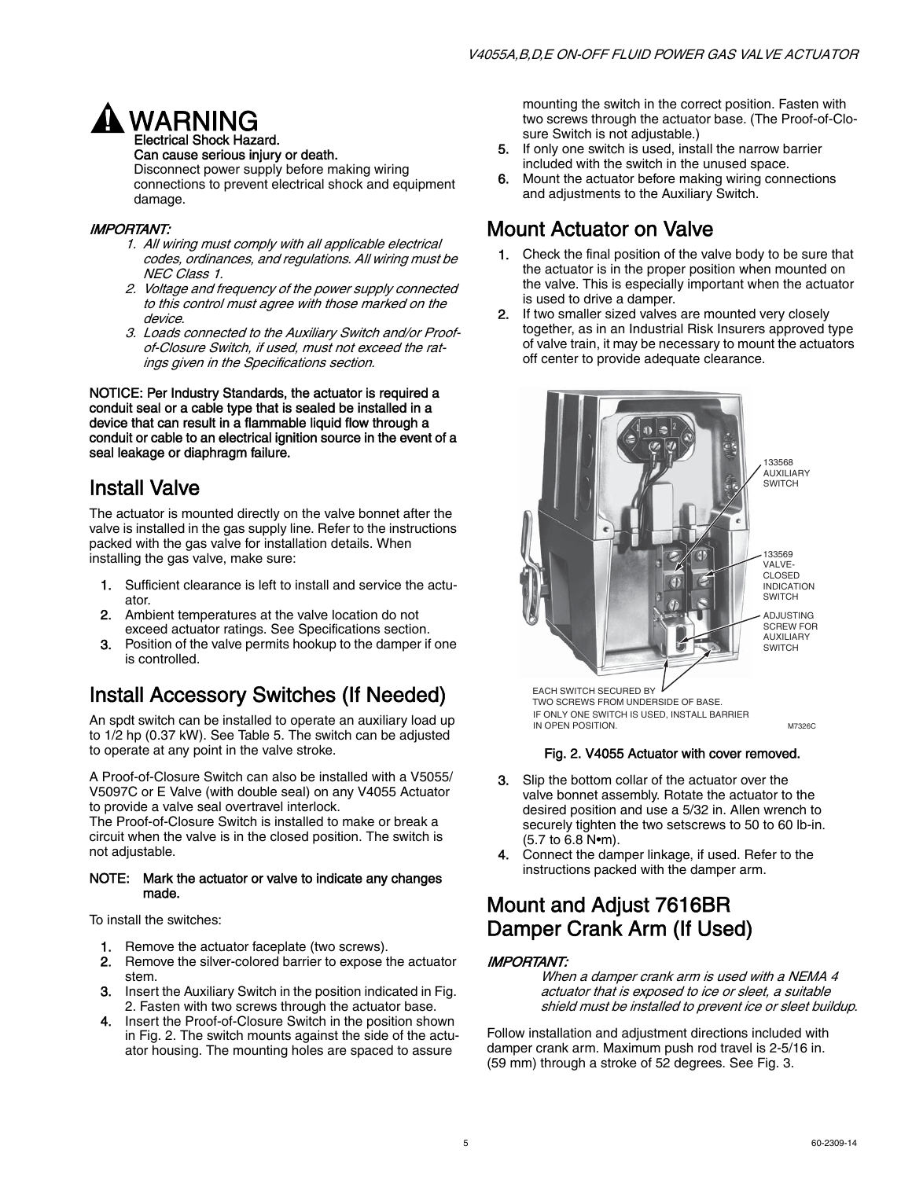**⚠ WARNING**

**Electrical Shock Hazard.**
**Can cause serious injury or death.**
Disconnect power supply before making wiring connections to prevent electrical shock and equipment damage.

***IMPORTANT:***

1. *All wiring must comply with all applicable electrical codes, ordinances, and regulations. All wiring must be NEC Class 1.*
2. *Voltage and frequency of the power supply connected to this control must agree with those marked on the device.*
3. *Loads connected to the Auxiliary Switch and/or Proof-of-Closure Switch, if used, must not exceed the ratings given in the Specifications section.*

**NOTICE: Per Industry Standards, the actuator is required a conduit seal or a cable type that is sealed be installed in a device that can result in a flammable liquid flow through a conduit or cable to an electrical ignition source in the event of a seal leakage or diaphragm failure.**

## Install Valve

The actuator is mounted directly on the valve bonnet after the valve is installed in the gas supply line. Refer to the instructions packed with the gas valve for installation details. When installing the gas valve, make sure:

1. Sufficient clearance is left to install and service the actuator.
2. Ambient temperatures at the valve location do not exceed actuator ratings. See Specifications section.
3. Position of the valve permits hookup to the damper if one is controlled.

## Install Accessory Switches (If Needed)

An spdt switch can be installed to operate an auxiliary load up to 1/2 hp (0.37 kW). See Table 5. The switch can be adjusted to operate at any point in the valve stroke.

A Proof-of-Closure Switch can also be installed with a V5055/V5097C or E Valve (with double seal) on any V4055 Actuator to provide a valve seal overtravel interlock.
The Proof-of-Closure Switch is installed to make or break a circuit when the valve is in the closed position. The switch is not adjustable.

**NOTE: Mark the actuator or valve to indicate any changes made.**

To install the switches:

1. Remove the actuator faceplate (two screws).
2. Remove the silver-colored barrier to expose the actuator stem.
3. Insert the Auxiliary Switch in the position indicated in Fig. 2. Fasten with two screws through the actuator base.
4. Insert the Proof-of-Closure Switch in the position shown in Fig. 2. The switch mounts against the side of the actuator housing. The mounting holes are spaced to assure mounting the switch in the correct position. Fasten with two screws through the actuator base. (The Proof-of-Closure Switch is not adjustable.)
5. If only one switch is used, install the narrow barrier included with the switch in the unused space.
6. Mount the actuator before making wiring connections and adjustments to the Auxiliary Switch.

## Mount Actuator on Valve

1. Check the final position of the valve body to be sure that the actuator is in the proper position when mounted on the valve. This is especially important when the actuator is used to drive a damper.
2. If two smaller sized valves are mounted very closely together, as in an Industrial Risk Insurers approved type of valve train, it may be necessary to mount the actuators off center to provide adequate clearance.

133568 AUXILIARY SWITCH

133569 VALVE-CLOSED INDICATION SWITCH

ADJUSTING SCREW FOR AUXILIARY SWITCH

EACH SWITCH SECURED BY TWO SCREWS FROM UNDERSIDE OF BASE.
IF ONLY ONE SWITCH IS USED, INSTALL BARRIER IN OPEN POSITION.

M7326C

**Fig. 2. V4055 Actuator with cover removed.**

3. Slip the bottom collar of the actuator over the valve bonnet assembly. Rotate the actuator to the desired position and use a 5/32 in. Allen wrench to securely tighten the two setscrews to 50 to 60 lb-in. (5.7 to 6.8 N•m).
4. Connect the damper linkage, if used. Refer to the instructions packed with the damper arm.

## Mount and Adjust 7616BR Damper Crank Arm (If Used)

***IMPORTANT:***
*When a damper crank arm is used with a NEMA 4 actuator that is exposed to ice or sleet, a suitable shield must be installed to prevent ice or sleet buildup.*

Follow installation and adjustment directions included with damper crank arm. Maximum push rod travel is 2-5/16 in. (59 mm) through a stroke of 52 degrees. See Fig. 3.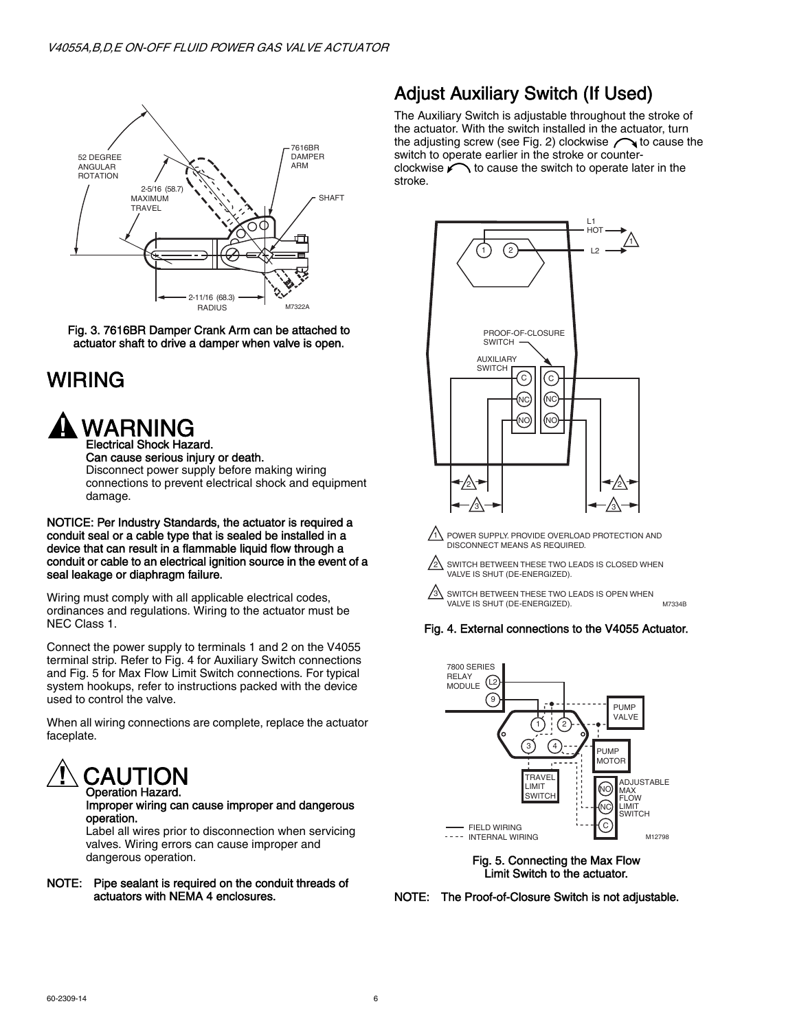Fig. 3. 7616BR Damper Crank Arm can be attached to actuator shaft to drive a damper when valve is open.

# WIRING

## ⚠ WARNING

**Electrical Shock Hazard.**
**Can cause serious injury or death.**
Disconnect power supply before making wiring connections to prevent electrical shock and equipment damage.

**NOTICE: Per Industry Standards, the actuator is required a conduit seal or a cable type that is sealed be installed in a device that can result in a flammable liquid flow through a conduit or cable to an electrical ignition source in the event of a seal leakage or diaphragm failure.**

Wiring must comply with all applicable electrical codes, ordinances and regulations. Wiring to the actuator must be NEC Class 1.

Connect the power supply to terminals 1 and 2 on the V4055 terminal strip. Refer to Fig. 4 for Auxiliary Switch connections and Fig. 5 for Max Flow Limit Switch connections. For typical system hookups, refer to instructions packed with the device used to control the valve.

When all wiring connections are complete, replace the actuator faceplate.

## ⚠ CAUTION

**Operation Hazard.**
**Improper wiring can cause improper and dangerous operation.**
Label all wires prior to disconnection when servicing valves. Wiring errors can cause improper and dangerous operation.

**NOTE: Pipe sealant is required on the conduit threads of actuators with NEMA 4 enclosures.**

## Adjust Auxiliary Switch (If Used)

The Auxiliary Switch is adjustable throughout the stroke of the actuator. With the switch installed in the actuator, turn the adjusting screw (see Fig. 2) clockwise to cause the switch to operate earlier in the stroke or counter-clockwise to cause the switch to operate later in the stroke.

1 POWER SUPPLY. PROVIDE OVERLOAD PROTECTION AND DISCONNECT MEANS AS REQUIRED.

2 SWITCH BETWEEN THESE TWO LEADS IS CLOSED WHEN VALVE IS SHUT (DE-ENERGIZED).

3 SWITCH BETWEEN THESE TWO LEADS IS OPEN WHEN VALVE IS SHUT (DE-ENERGIZED).

Fig. 4. External connections to the V4055 Actuator.

Fig. 5. Connecting the Max Flow Limit Switch to the actuator.

**NOTE: The Proof-of-Closure Switch is not adjustable.**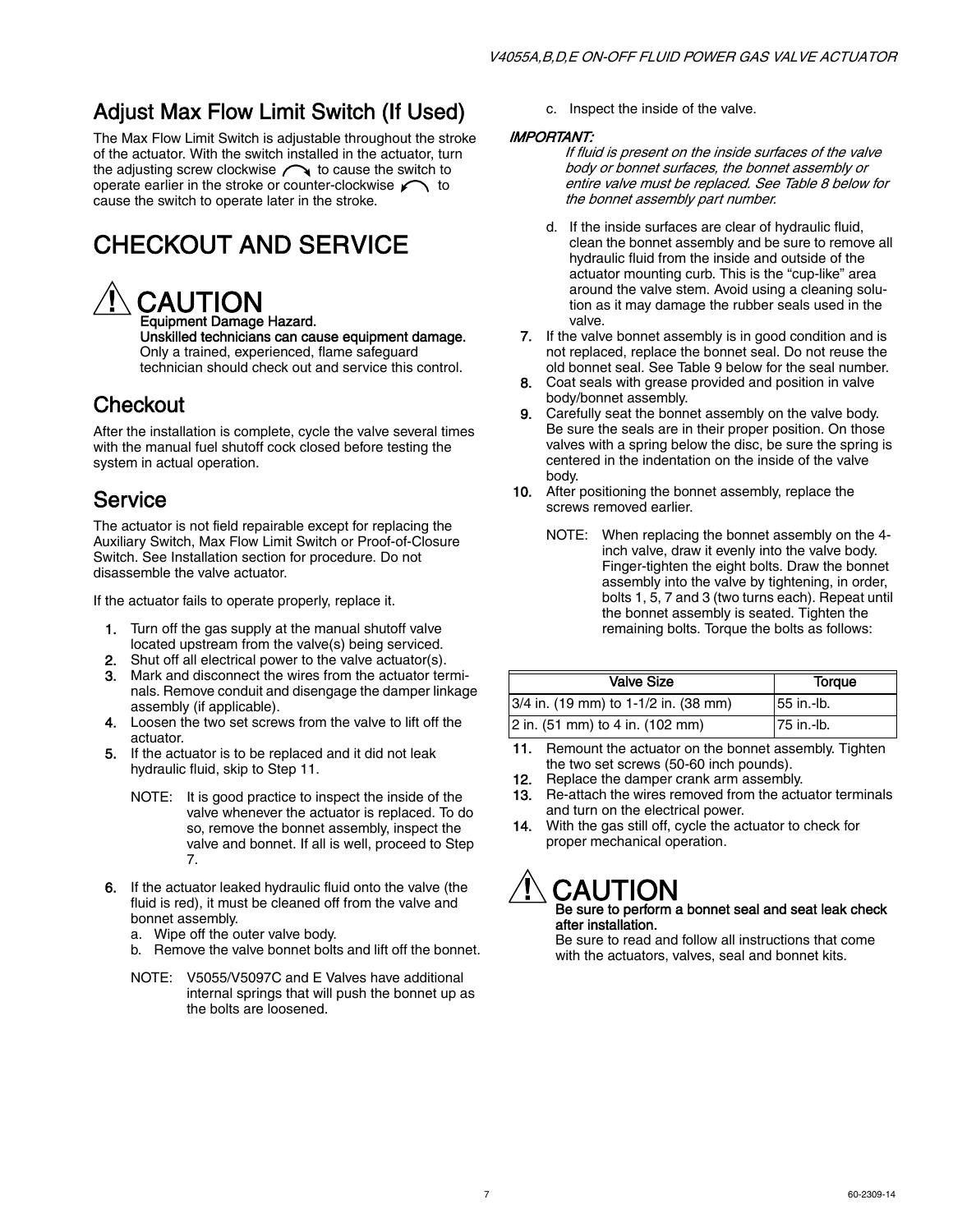## Adjust Max Flow Limit Switch (If Used)

The Max Flow Limit Switch is adjustable throughout the stroke of the actuator. With the switch installed in the actuator, turn the adjusting screw clockwise to cause the switch to operate earlier in the stroke or counter-clockwise to cause the switch to operate later in the stroke.

# CHECKOUT AND SERVICE

## ⚠ CAUTION

**Equipment Damage Hazard.**
**Unskilled technicians can cause equipment damage.**
Only a trained, experienced, flame safeguard technician should check out and service this control.

## Checkout

After the installation is complete, cycle the valve several times with the manual fuel shutoff cock closed before testing the system in actual operation.

## Service

The actuator is not field repairable except for replacing the Auxiliary Switch, Max Flow Limit Switch or Proof-of-Closure Switch. See Installation section for procedure. Do not disassemble the valve actuator.

If the actuator fails to operate properly, replace it.

1. Turn off the gas supply at the manual shutoff valve located upstream from the valve(s) being serviced.
2. Shut off all electrical power to the valve actuator(s).
3. Mark and disconnect the wires from the actuator terminals. Remove conduit and disengage the damper linkage assembly (if applicable).
4. Loosen the two set screws from the valve to lift off the actuator.
5. If the actuator is to be replaced and it did not leak hydraulic fluid, skip to Step 11.

   NOTE: It is good practice to inspect the inside of the valve whenever the actuator is replaced. To do so, remove the bonnet assembly, inspect the valve and bonnet. If all is well, proceed to Step 7.

6. If the actuator leaked hydraulic fluid onto the valve (the fluid is red), it must be cleaned off from the valve and bonnet assembly.
   a. Wipe off the outer valve body.
   b. Remove the valve bonnet bolts and lift off the bonnet.

   NOTE: V5055/V5097C and E Valves have additional internal springs that will push the bonnet up as the bolts are loosened.

   c. Inspect the inside of the valve.

   ***IMPORTANT:***
   *If fluid is present on the inside surfaces of the valve body or bonnet surfaces, the bonnet assembly or entire valve must be replaced. See Table 8 below for the bonnet assembly part number.*

   d. If the inside surfaces are clear of hydraulic fluid, clean the bonnet assembly and be sure to remove all hydraulic fluid from the inside and outside of the actuator mounting curb. This is the “cup-like” area around the valve stem. Avoid using a cleaning solution as it may damage the rubber seals used in the valve.
7. If the valve bonnet assembly is in good condition and is not replaced, replace the bonnet seal. Do not reuse the old bonnet seal. See Table 9 below for the seal number.
8. Coat seals with grease provided and position in valve body/bonnet assembly.
9. Carefully seat the bonnet assembly on the valve body. Be sure the seals are in their proper position. On those valves with a spring below the disc, be sure the spring is centered in the indentation on the inside of the valve body.
10. After positioning the bonnet assembly, replace the screws removed earlier.

    NOTE: When replacing the bonnet assembly on the 4-inch valve, draw it evenly into the valve body. Finger-tighten the eight bolts. Draw the bonnet assembly into the valve by tightening, in order, bolts 1, 5, 7 and 3 (two turns each). Repeat until the bonnet assembly is seated. Tighten the remaining bolts. Torque the bolts as follows:

| Valve Size | Torque |
|---|---|
| 3/4 in. (19 mm) to 1-1/2 in. (38 mm) | 55 in.-lb. |
| 2 in. (51 mm) to 4 in. (102 mm) | 75 in.-lb. |

11. Remount the actuator on the bonnet assembly. Tighten the two set screws (50-60 inch pounds).
12. Replace the damper crank arm assembly.
13. Re-attach the wires removed from the actuator terminals and turn on the electrical power.
14. With the gas still off, cycle the actuator to check for proper mechanical operation.

## ⚠ CAUTION

**Be sure to perform a bonnet seal and seat leak check after installation.**
Be sure to read and follow all instructions that come with the actuators, valves, seal and bonnet kits.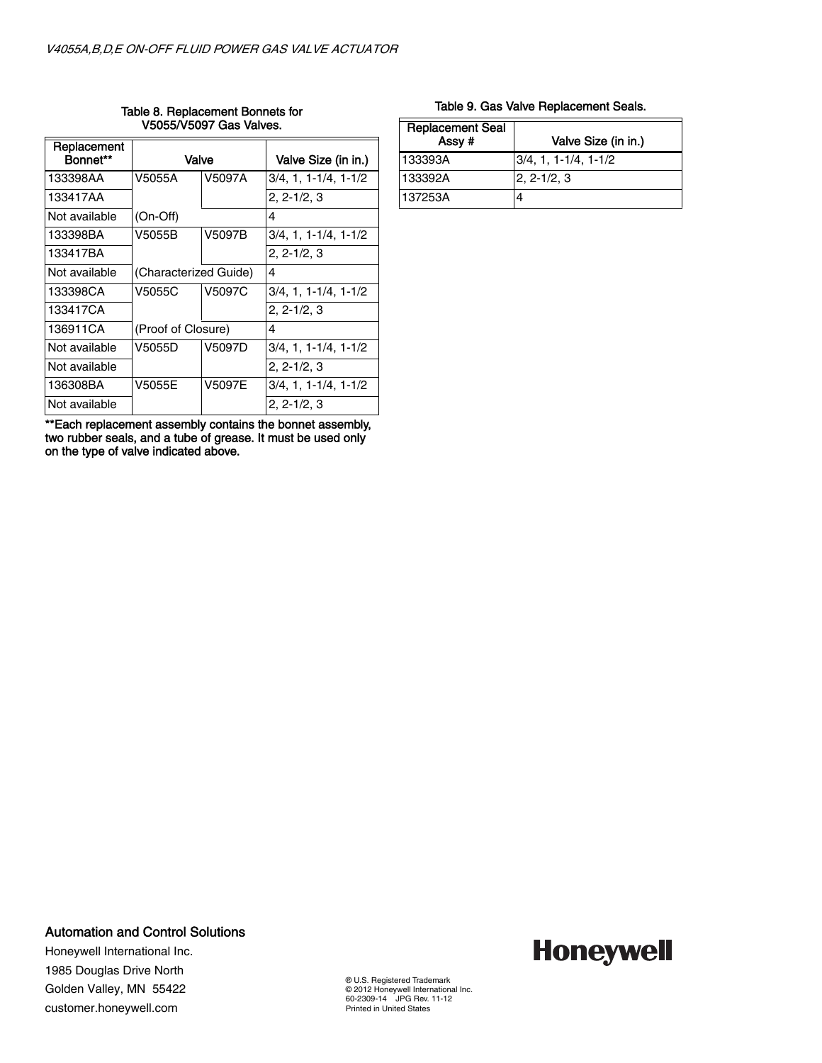Table 8. Replacement Bonnets for V5055/V5097 Gas Valves.

| Replacement Bonnet** | Valve | | Valve Size (in in.) |
|---|---|---|---|
| 133398AA | V5055A | V5097A | 3/4, 1, 1-1/4, 1-1/2 |
| 133417AA | | | 2, 2-1/2, 3 |
| Not available | (On-Off) | | 4 |
| 133398BA | V5055B | V5097B | 3/4, 1, 1-1/4, 1-1/2 |
| 133417BA | | | 2, 2-1/2, 3 |
| Not available | (Characterized Guide) | | 4 |
| 133398CA | V5055C | V5097C | 3/4, 1, 1-1/4, 1-1/2 |
| 133417CA | | | 2, 2-1/2, 3 |
| 136911CA | (Proof of Closure) | | 4 |
| Not available | V5055D | V5097D | 3/4, 1, 1-1/4, 1-1/2 |
| Not available | | | 2, 2-1/2, 3 |
| 136308BA | V5055E | V5097E | 3/4, 1, 1-1/4, 1-1/2 |
| Not available | | | 2, 2-1/2, 3 |

**Each replacement assembly contains the bonnet assembly, two rubber seals, and a tube of grease. It must be used only on the type of valve indicated above.

Table 9. Gas Valve Replacement Seals.

| Replacement Seal Assy # | Valve Size (in in.) |
|---|---|
| 133393A | 3/4, 1, 1-1/4, 1-1/2 |
| 133392A | 2, 2-1/2, 3 |
| 137253A | 4 |

**Automation and Control Solutions**

Honeywell International Inc.
1985 Douglas Drive North
Golden Valley, MN 55422
customer.honeywell.com

® U.S. Registered Trademark
© 2012 Honeywell International Inc.
60-2309-14 JPG Rev. 11-12
Printed in United States

Honeywell